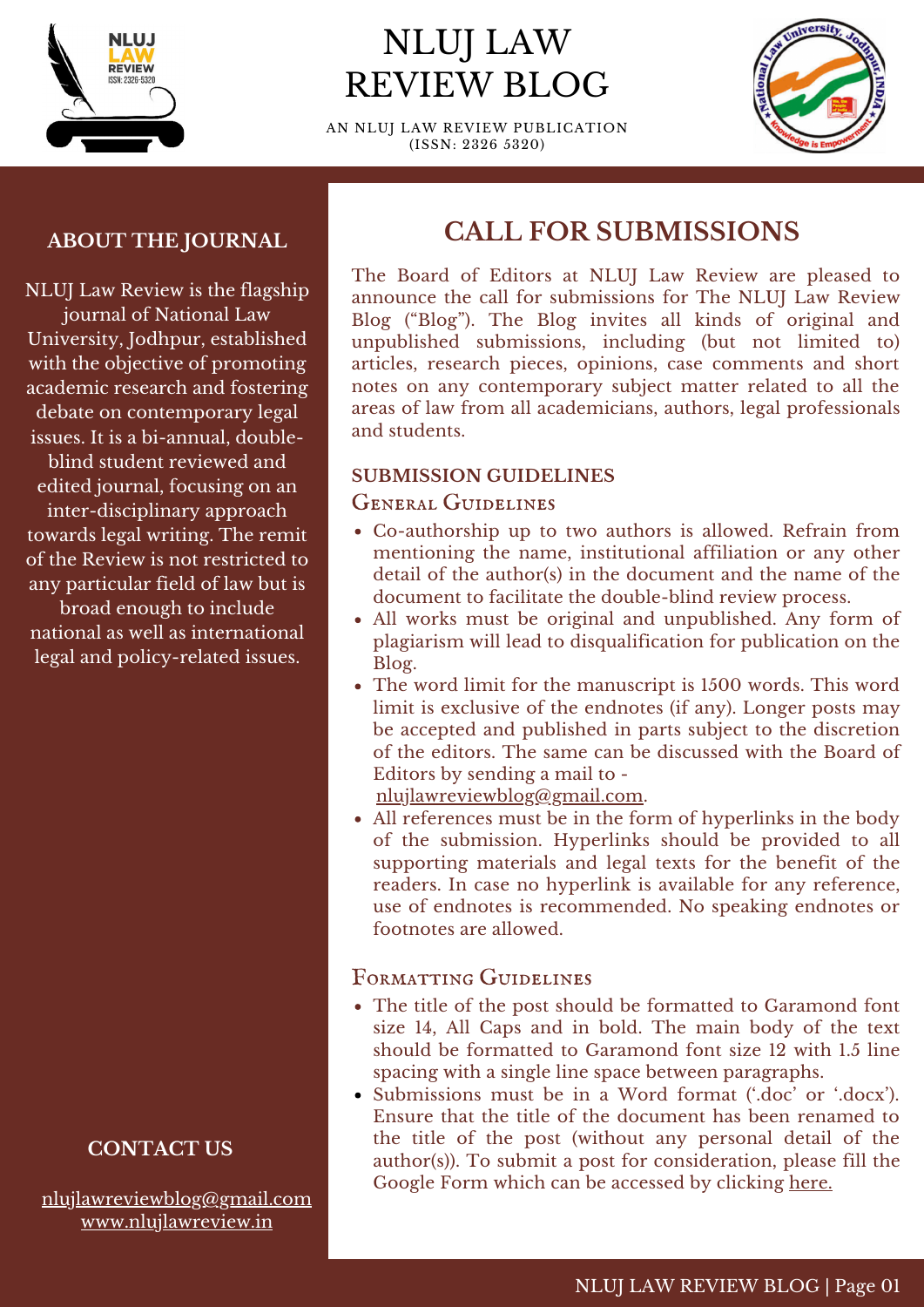# NLUJ LAW REVIEW BLOG

AN NLUJ LAW REVIEW PUBLICATION
(ISSN: 2326 5320)

## ABOUT THE JOURNAL

NLUJ Law Review is the flagship journal of National Law University, Jodhpur, established with the objective of promoting academic research and fostering debate on contemporary legal issues. It is a bi-annual, double-blind student reviewed and edited journal, focusing on an inter-disciplinary approach towards legal writing. The remit of the Review is not restricted to any particular field of law but is broad enough to include national as well as international legal and policy-related issues.

## CALL FOR SUBMISSIONS

The Board of Editors at NLUJ Law Review are pleased to announce the call for submissions for The NLUJ Law Review Blog ("Blog"). The Blog invites all kinds of original and unpublished submissions, including (but not limited to) articles, research pieces, opinions, case comments and short notes on any contemporary subject matter related to all the areas of law from all academicians, authors, legal professionals and students.

### SUBMISSION GUIDELINES

#### General Guidelines

- Co-authorship up to two authors is allowed. Refrain from mentioning the name, institutional affiliation or any other detail of the author(s) in the document and the name of the document to facilitate the double-blind review process.
- All works must be original and unpublished. Any form of plagiarism will lead to disqualification for publication on the Blog.
- The word limit for the manuscript is 1500 words. This word limit is exclusive of the endnotes (if any). Longer posts may be accepted and published in parts subject to the discretion of the editors. The same can be discussed with the Board of Editors by sending a mail to - nlujlawreviewblog@gmail.com.
- All references must be in the form of hyperlinks in the body of the submission. Hyperlinks should be provided to all supporting materials and legal texts for the benefit of the readers. In case no hyperlink is available for any reference, use of endnotes is recommended. No speaking endnotes or footnotes are allowed.

#### Formatting Guidelines

- The title of the post should be formatted to Garamond font size 14, All Caps and in bold. The main body of the text should be formatted to Garamond font size 12 with 1.5 line spacing with a single line space between paragraphs.
- Submissions must be in a Word format ('.doc' or '.docx'). Ensure that the title of the document has been renamed to the title of the post (without any personal detail of the author(s)). To submit a post for consideration, please fill the Google Form which can be accessed by clicking here.

## CONTACT US

nlujlawreviewblog@gmail.com
www.nlujlawreview.in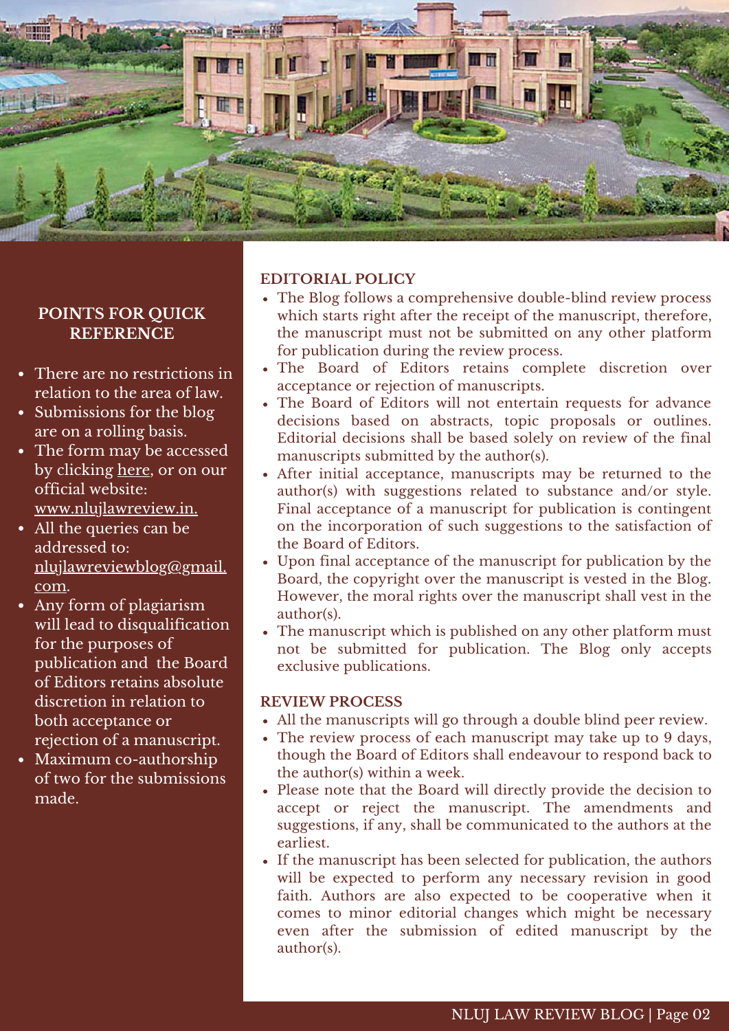## POINTS FOR QUICK REFERENCE

- There are no restrictions in relation to the area of law.
- Submissions for the blog are on a rolling basis.
- The form may be accessed by clicking here, or on our official website: www.nlujlawreview.in.
- All the queries can be addressed to: nlujlawreviewblog@gmail.com.
- Any form of plagiarism will lead to disqualification for the purposes of publication and the Board of Editors retains absolute discretion in relation to both acceptance or rejection of a manuscript.
- Maximum co-authorship of two for the submissions made.

## EDITORIAL POLICY

- The Blog follows a comprehensive double-blind review process which starts right after the receipt of the manuscript, therefore, the manuscript must not be submitted on any other platform for publication during the review process.
- The Board of Editors retains complete discretion over acceptance or rejection of manuscripts.
- The Board of Editors will not entertain requests for advance decisions based on abstracts, topic proposals or outlines. Editorial decisions shall be based solely on review of the final manuscripts submitted by the author(s).
- After initial acceptance, manuscripts may be returned to the author(s) with suggestions related to substance and/or style. Final acceptance of a manuscript for publication is contingent on the incorporation of such suggestions to the satisfaction of the Board of Editors.
- Upon final acceptance of the manuscript for publication by the Board, the copyright over the manuscript is vested in the Blog. However, the moral rights over the manuscript shall vest in the author(s).
- The manuscript which is published on any other platform must not be submitted for publication. The Blog only accepts exclusive publications.

## REVIEW PROCESS

- All the manuscripts will go through a double blind peer review.
- The review process of each manuscript may take up to 9 days, though the Board of Editors shall endeavour to respond back to the author(s) within a week.
- Please note that the Board will directly provide the decision to accept or reject the manuscript. The amendments and suggestions, if any, shall be communicated to the authors at the earliest.
- If the manuscript has been selected for publication, the authors will be expected to perform any necessary revision in good faith. Authors are also expected to be cooperative when it comes to minor editorial changes which might be necessary even after the submission of edited manuscript by the author(s).